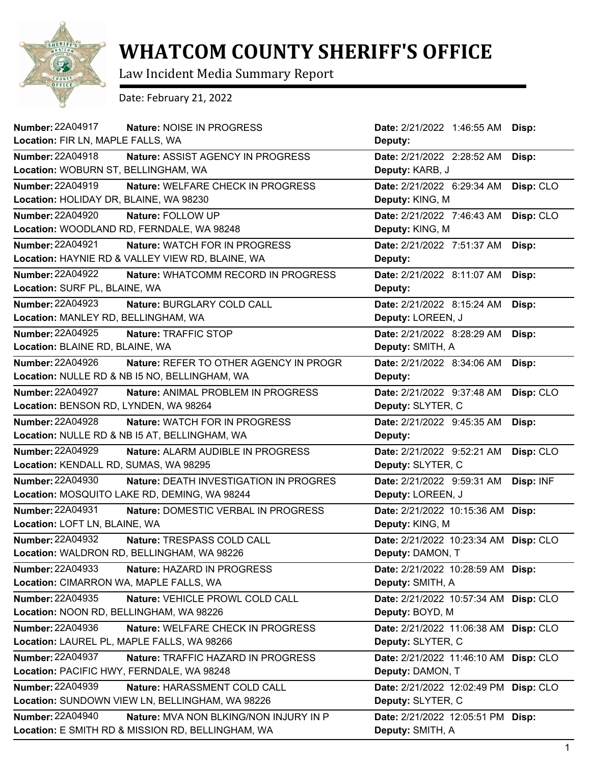# WHATCOM COUNTY SHERIFF'S OFFICE

Law Incident Media Summary Report

Date: February 21, 2022

| Number | Nature | Location | Date | Deputy | Disp |
|---|---|---|---|---|---|
| 22A04917 | NOISE IN PROGRESS | FIR LN, MAPLE FALLS, WA | 2/21/2022 1:46:55 AM | | |
| 22A04918 | ASSIST AGENCY IN PROGRESS | WOBURN ST, BELLINGHAM, WA | 2/21/2022 2:28:52 AM | KARB, J | |
| 22A04919 | WELFARE CHECK IN PROGRESS | HOLIDAY DR, BLAINE, WA 98230 | 2/21/2022 6:29:34 AM | KING, M | CLO |
| 22A04920 | FOLLOW UP | WOODLAND RD, FERNDALE, WA 98248 | 2/21/2022 7:46:43 AM | KING, M | CLO |
| 22A04921 | WATCH FOR IN PROGRESS | HAYNIE RD & VALLEY VIEW RD, BLAINE, WA | 2/21/2022 7:51:37 AM | | |
| 22A04922 | WHATCOMM RECORD IN PROGRESS | SURF PL, BLAINE, WA | 2/21/2022 8:11:07 AM | | |
| 22A04923 | BURGLARY COLD CALL | MANLEY RD, BELLINGHAM, WA | 2/21/2022 8:15:24 AM | LOREEN, J | |
| 22A04925 | TRAFFIC STOP | BLAINE RD, BLAINE, WA | 2/21/2022 8:28:29 AM | SMITH, A | |
| 22A04926 | REFER TO OTHER AGENCY IN PROGR | NULLE RD & NB I5 NO, BELLINGHAM, WA | 2/21/2022 8:34:06 AM | | |
| 22A04927 | ANIMAL PROBLEM IN PROGRESS | BENSON RD, LYNDEN, WA 98264 | 2/21/2022 9:37:48 AM | SLYTER, C | CLO |
| 22A04928 | WATCH FOR IN PROGRESS | NULLE RD & NB I5 AT, BELLINGHAM, WA | 2/21/2022 9:45:35 AM | | |
| 22A04929 | ALARM AUDIBLE IN PROGRESS | KENDALL RD, SUMAS, WA 98295 | 2/21/2022 9:52:21 AM | SLYTER, C | CLO |
| 22A04930 | DEATH INVESTIGATION IN PROGRES | MOSQUITO LAKE RD, DEMING, WA 98244 | 2/21/2022 9:59:31 AM | LOREEN, J | INF |
| 22A04931 | DOMESTIC VERBAL IN PROGRESS | LOFT LN, BLAINE, WA | 2/21/2022 10:15:36 AM | KING, M | |
| 22A04932 | TRESPASS COLD CALL | WALDRON RD, BELLINGHAM, WA 98226 | 2/21/2022 10:23:34 AM | DAMON, T | CLO |
| 22A04933 | HAZARD IN PROGRESS | CIMARRON WA, MAPLE FALLS, WA | 2/21/2022 10:28:59 AM | SMITH, A | |
| 22A04935 | VEHICLE PROWL COLD CALL | NOON RD, BELLINGHAM, WA 98226 | 2/21/2022 10:57:34 AM | BOYD, M | CLO |
| 22A04936 | WELFARE CHECK IN PROGRESS | LAUREL PL, MAPLE FALLS, WA 98266 | 2/21/2022 11:06:38 AM | SLYTER, C | CLO |
| 22A04937 | TRAFFIC HAZARD IN PROGRESS | PACIFIC HWY, FERNDALE, WA 98248 | 2/21/2022 11:46:10 AM | DAMON, T | CLO |
| 22A04939 | HARASSMENT COLD CALL | SUNDOWN VIEW LN, BELLINGHAM, WA 98226 | 2/21/2022 12:02:49 PM | SLYTER, C | CLO |
| 22A04940 | MVA NON BLKING/NON INJURY IN P | E SMITH RD & MISSION RD, BELLINGHAM, WA | 2/21/2022 12:05:51 PM | SMITH, A | |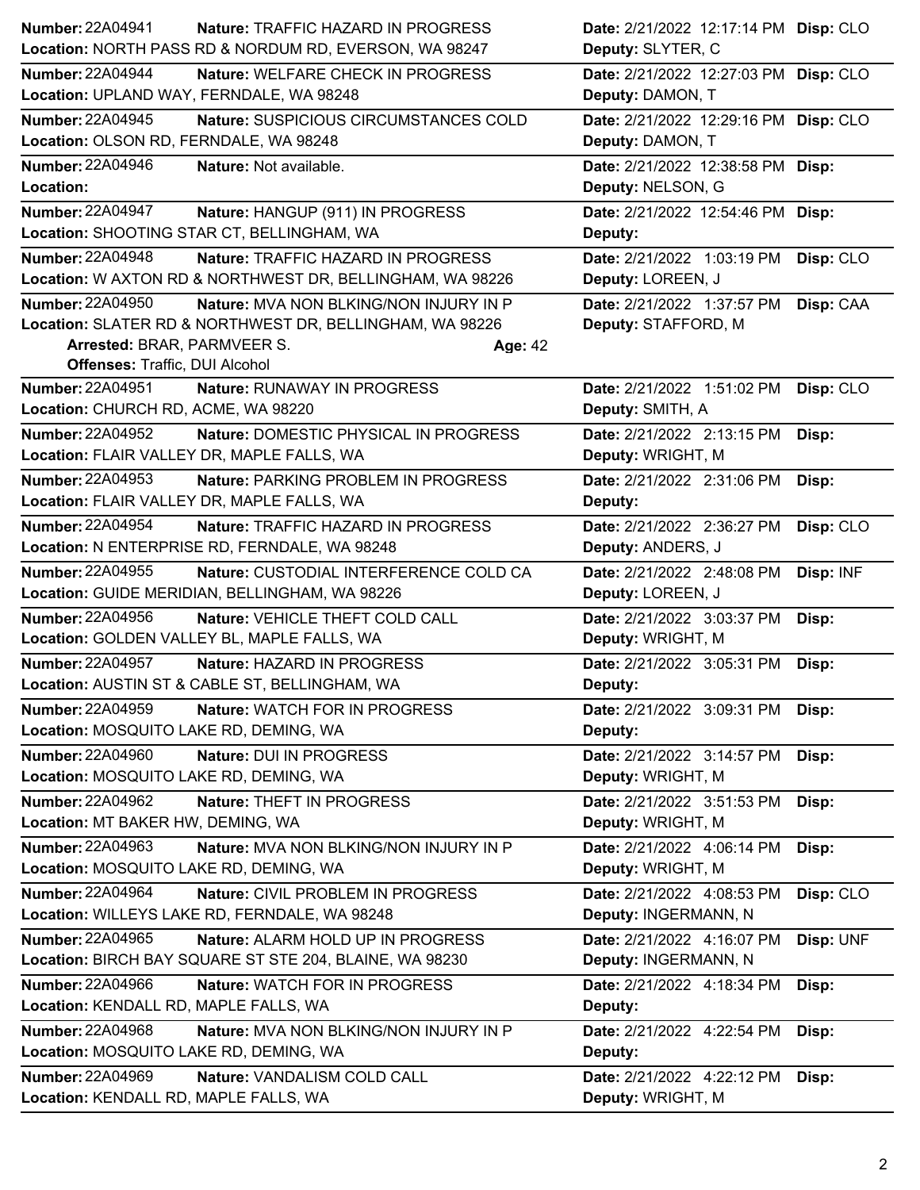**Number:** 22A04941 **Nature:** TRAFFIC HAZARD IN PROGRESS **Date:** 2/21/2022 12:17:14 PM **Disp:** CLO
**Location:** NORTH PASS RD & NORDUM RD, EVERSON, WA 98247 **Deputy:** SLYTER, C

---

**Number:** 22A04944 **Nature:** WELFARE CHECK IN PROGRESS **Date:** 2/21/2022 12:27:03 PM **Disp:** CLO
**Location:** UPLAND WAY, FERNDALE, WA 98248 **Deputy:** DAMON, T

---

**Number:** 22A04945 **Nature:** SUSPICIOUS CIRCUMSTANCES COLD **Date:** 2/21/2022 12:29:16 PM **Disp:** CLO
**Location:** OLSON RD, FERNDALE, WA 98248 **Deputy:** DAMON, T

---

**Number:** 22A04946 **Nature:** Not available. **Date:** 2/21/2022 12:38:58 PM **Disp:**
**Location:** **Deputy:** NELSON, G

---

**Number:** 22A04947 **Nature:** HANGUP (911) IN PROGRESS **Date:** 2/21/2022 12:54:46 PM **Disp:**
**Location:** SHOOTING STAR CT, BELLINGHAM, WA **Deputy:**

---

**Number:** 22A04948 **Nature:** TRAFFIC HAZARD IN PROGRESS **Date:** 2/21/2022 1:03:19 PM **Disp:** CLO
**Location:** W AXTON RD & NORTHWEST DR, BELLINGHAM, WA 98226 **Deputy:** LOREEN, J

---

**Number:** 22A04950 **Nature:** MVA NON BLKING/NON INJURY IN P **Date:** 2/21/2022 1:37:57 PM **Disp:** CAA
**Location:** SLATER RD & NORTHWEST DR, BELLINGHAM, WA 98226 **Deputy:** STAFFORD, M
**Arrested:** BRAR, PARMVEER S. **Age:** 42
**Offenses:** Traffic, DUI Alcohol

---

**Number:** 22A04951 **Nature:** RUNAWAY IN PROGRESS **Date:** 2/21/2022 1:51:02 PM **Disp:** CLO
**Location:** CHURCH RD, ACME, WA 98220 **Deputy:** SMITH, A

---

**Number:** 22A04952 **Nature:** DOMESTIC PHYSICAL IN PROGRESS **Date:** 2/21/2022 2:13:15 PM **Disp:**
**Location:** FLAIR VALLEY DR, MAPLE FALLS, WA **Deputy:** WRIGHT, M

---

**Number:** 22A04953 **Nature:** PARKING PROBLEM IN PROGRESS **Date:** 2/21/2022 2:31:06 PM **Disp:**
**Location:** FLAIR VALLEY DR, MAPLE FALLS, WA **Deputy:**

---

**Number:** 22A04954 **Nature:** TRAFFIC HAZARD IN PROGRESS **Date:** 2/21/2022 2:36:27 PM **Disp:** CLO
**Location:** N ENTERPRISE RD, FERNDALE, WA 98248 **Deputy:** ANDERS, J

---

**Number:** 22A04955 **Nature:** CUSTODIAL INTERFERENCE COLD CA **Date:** 2/21/2022 2:48:08 PM **Disp:** INF
**Location:** GUIDE MERIDIAN, BELLINGHAM, WA 98226 **Deputy:** LOREEN, J

---

**Number:** 22A04956 **Nature:** VEHICLE THEFT COLD CALL **Date:** 2/21/2022 3:03:37 PM **Disp:**
**Location:** GOLDEN VALLEY BL, MAPLE FALLS, WA **Deputy:** WRIGHT, M

---

**Number:** 22A04957 **Nature:** HAZARD IN PROGRESS **Date:** 2/21/2022 3:05:31 PM **Disp:**
**Location:** AUSTIN ST & CABLE ST, BELLINGHAM, WA **Deputy:**

---

**Number:** 22A04959 **Nature:** WATCH FOR IN PROGRESS **Date:** 2/21/2022 3:09:31 PM **Disp:**
**Location:** MOSQUITO LAKE RD, DEMING, WA **Deputy:**

---

**Number:** 22A04960 **Nature:** DUI IN PROGRESS **Date:** 2/21/2022 3:14:57 PM **Disp:**
**Location:** MOSQUITO LAKE RD, DEMING, WA **Deputy:** WRIGHT, M

---

**Number:** 22A04962 **Nature:** THEFT IN PROGRESS **Date:** 2/21/2022 3:51:53 PM **Disp:**
**Location:** MT BAKER HW, DEMING, WA **Deputy:** WRIGHT, M

---

**Number:** 22A04963 **Nature:** MVA NON BLKING/NON INJURY IN P **Date:** 2/21/2022 4:06:14 PM **Disp:**
**Location:** MOSQUITO LAKE RD, DEMING, WA **Deputy:** WRIGHT, M

---

**Number:** 22A04964 **Nature:** CIVIL PROBLEM IN PROGRESS **Date:** 2/21/2022 4:08:53 PM **Disp:** CLO
**Location:** WILLEYS LAKE RD, FERNDALE, WA 98248 **Deputy:** INGERMANN, N

---

**Number:** 22A04965 **Nature:** ALARM HOLD UP IN PROGRESS **Date:** 2/21/2022 4:16:07 PM **Disp:** UNF
**Location:** BIRCH BAY SQUARE ST STE 204, BLAINE, WA 98230 **Deputy:** INGERMANN, N

---

**Number:** 22A04966 **Nature:** WATCH FOR IN PROGRESS **Date:** 2/21/2022 4:18:34 PM **Disp:**
**Location:** KENDALL RD, MAPLE FALLS, WA **Deputy:**

---

**Number:** 22A04968 **Nature:** MVA NON BLKING/NON INJURY IN P **Date:** 2/21/2022 4:22:54 PM **Disp:**
**Location:** MOSQUITO LAKE RD, DEMING, WA **Deputy:**

---

**Number:** 22A04969 **Nature:** VANDALISM COLD CALL **Date:** 2/21/2022 4:22:12 PM **Disp:**
**Location:** KENDALL RD, MAPLE FALLS, WA **Deputy:** WRIGHT, M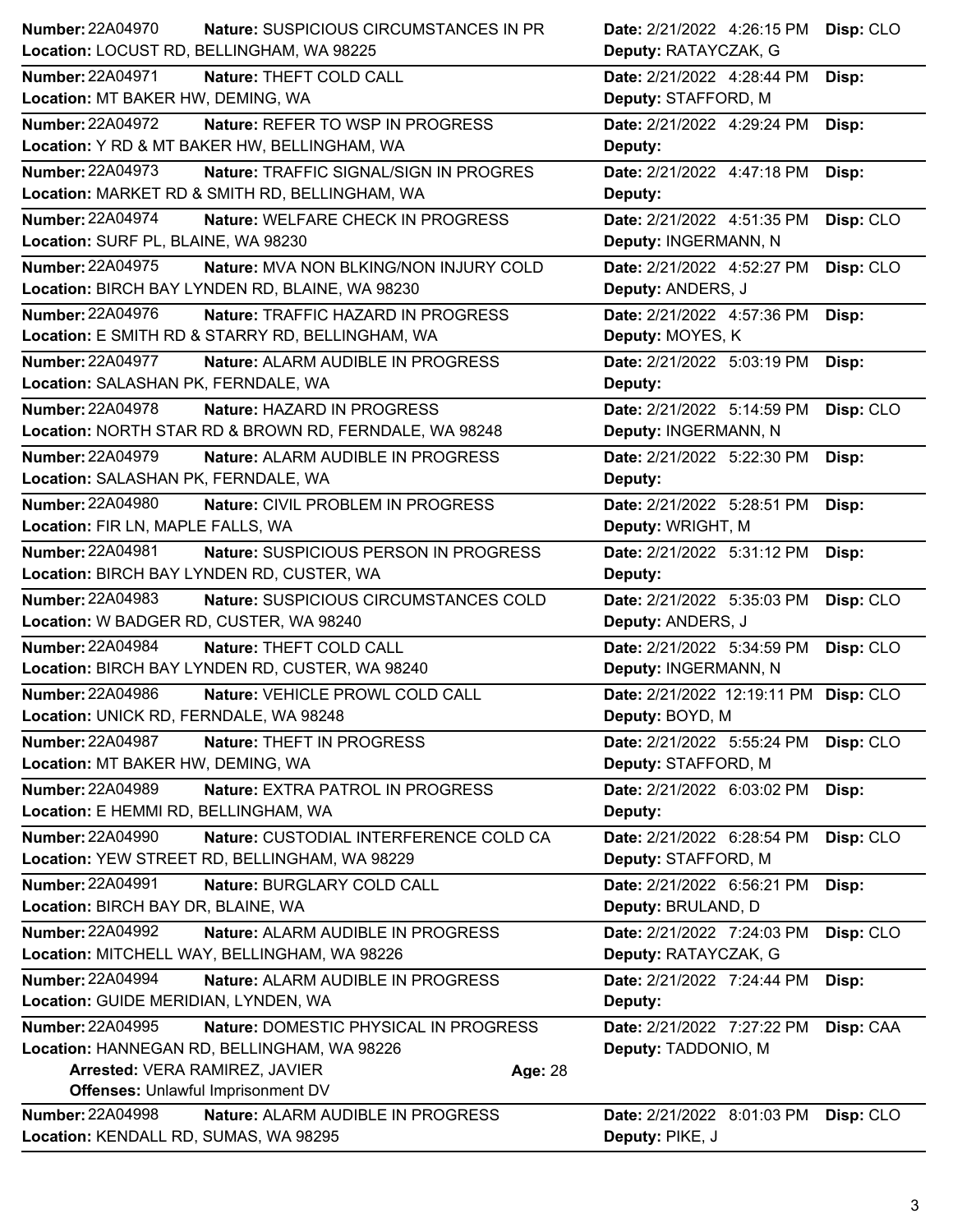| Number | Nature | Location | Date | Deputy | Disp |
|---|---|---|---|---|---|
| 22A04970 | SUSPICIOUS CIRCUMSTANCES IN PR | LOCUST RD, BELLINGHAM, WA 98225 | 2/21/2022 4:26:15 PM | RATAYCZAK, G | CLO |
| 22A04971 | THEFT COLD CALL | MT BAKER HW, DEMING, WA | 2/21/2022 4:28:44 PM | STAFFORD, M | |
| 22A04972 | REFER TO WSP IN PROGRESS | Y RD & MT BAKER HW, BELLINGHAM, WA | 2/21/2022 4:29:24 PM | | |
| 22A04973 | TRAFFIC SIGNAL/SIGN IN PROGRES | MARKET RD & SMITH RD, BELLINGHAM, WA | 2/21/2022 4:47:18 PM | | |
| 22A04974 | WELFARE CHECK IN PROGRESS | SURF PL, BLAINE, WA 98230 | 2/21/2022 4:51:35 PM | INGERMANN, N | CLO |
| 22A04975 | MVA NON BLKING/NON INJURY COLD | BIRCH BAY LYNDEN RD, BLAINE, WA 98230 | 2/21/2022 4:52:27 PM | ANDERS, J | CLO |
| 22A04976 | TRAFFIC HAZARD IN PROGRESS | E SMITH RD & STARRY RD, BELLINGHAM, WA | 2/21/2022 4:57:36 PM | MOYES, K | |
| 22A04977 | ALARM AUDIBLE IN PROGRESS | SALASHAN PK, FERNDALE, WA | 2/21/2022 5:03:19 PM | | |
| 22A04978 | HAZARD IN PROGRESS | NORTH STAR RD & BROWN RD, FERNDALE, WA 98248 | 2/21/2022 5:14:59 PM | INGERMANN, N | CLO |
| 22A04979 | ALARM AUDIBLE IN PROGRESS | SALASHAN PK, FERNDALE, WA | 2/21/2022 5:22:30 PM | | |
| 22A04980 | CIVIL PROBLEM IN PROGRESS | FIR LN, MAPLE FALLS, WA | 2/21/2022 5:28:51 PM | WRIGHT, M | |
| 22A04981 | SUSPICIOUS PERSON IN PROGRESS | BIRCH BAY LYNDEN RD, CUSTER, WA | 2/21/2022 5:31:12 PM | | |
| 22A04983 | SUSPICIOUS CIRCUMSTANCES COLD | W BADGER RD, CUSTER, WA 98240 | 2/21/2022 5:35:03 PM | ANDERS, J | CLO |
| 22A04984 | THEFT COLD CALL | BIRCH BAY LYNDEN RD, CUSTER, WA 98240 | 2/21/2022 5:34:59 PM | INGERMANN, N | CLO |
| 22A04986 | VEHICLE PROWL COLD CALL | UNICK RD, FERNDALE, WA 98248 | 2/21/2022 12:19:11 PM | BOYD, M | CLO |
| 22A04987 | THEFT IN PROGRESS | MT BAKER HW, DEMING, WA | 2/21/2022 5:55:24 PM | STAFFORD, M | CLO |
| 22A04989 | EXTRA PATROL IN PROGRESS | E HEMMI RD, BELLINGHAM, WA | 2/21/2022 6:03:02 PM | | |
| 22A04990 | CUSTODIAL INTERFERENCE COLD CA | YEW STREET RD, BELLINGHAM, WA 98229 | 2/21/2022 6:28:54 PM | STAFFORD, M | CLO |
| 22A04991 | BURGLARY COLD CALL | BIRCH BAY DR, BLAINE, WA | 2/21/2022 6:56:21 PM | BRULAND, D | |
| 22A04992 | ALARM AUDIBLE IN PROGRESS | MITCHELL WAY, BELLINGHAM, WA 98226 | 2/21/2022 7:24:03 PM | RATAYCZAK, G | CLO |
| 22A04994 | ALARM AUDIBLE IN PROGRESS | GUIDE MERIDIAN, LYNDEN, WA | 2/21/2022 7:24:44 PM | | |
| 22A04995 | DOMESTIC PHYSICAL IN PROGRESS | HANNEGAN RD, BELLINGHAM, WA 98226 | 2/21/2022 7:27:22 PM | TADDONIO, M | CAA |
| | **Arrested:** VERA RAMIREZ, JAVIER — **Age:** 28; **Offenses:** Unlawful Imprisonment DV | | | | |
| 22A04998 | ALARM AUDIBLE IN PROGRESS | KENDALL RD, SUMAS, WA 98295 | 2/21/2022 8:01:03 PM | PIKE, J | CLO |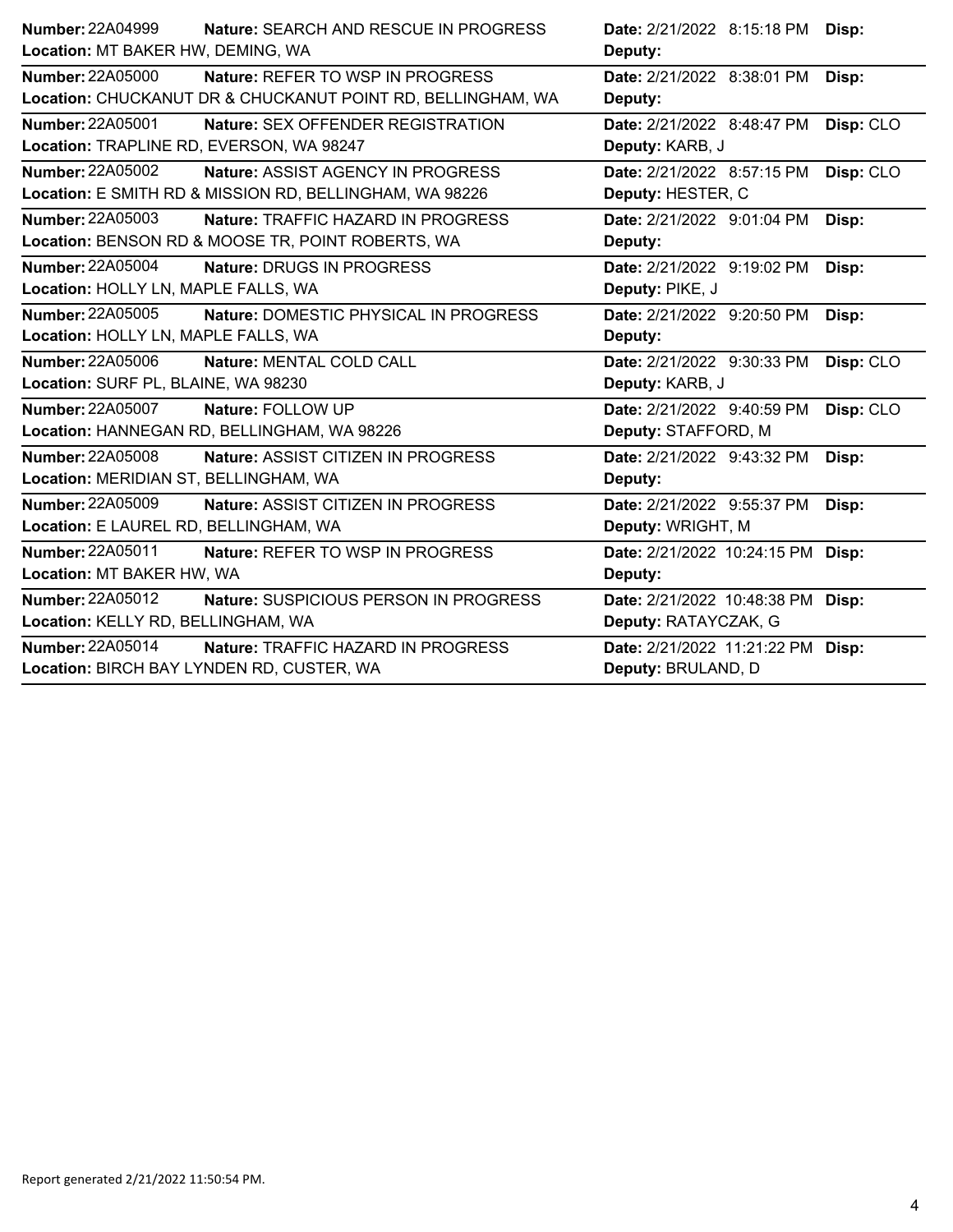**Number:** 22A04999 **Nature:** SEARCH AND RESCUE IN PROGRESS **Date:** 2/21/2022 8:15:18 PM **Disp:**
**Location:** MT BAKER HW, DEMING, WA **Deputy:**

**Number:** 22A05000 **Nature:** REFER TO WSP IN PROGRESS **Date:** 2/21/2022 8:38:01 PM **Disp:**
**Location:** CHUCKANUT DR & CHUCKANUT POINT RD, BELLINGHAM, WA **Deputy:**

**Number:** 22A05001 **Nature:** SEX OFFENDER REGISTRATION **Date:** 2/21/2022 8:48:47 PM **Disp:** CLO
**Location:** TRAPLINE RD, EVERSON, WA 98247 **Deputy:** KARB, J

**Number:** 22A05002 **Nature:** ASSIST AGENCY IN PROGRESS **Date:** 2/21/2022 8:57:15 PM **Disp:** CLO
**Location:** E SMITH RD & MISSION RD, BELLINGHAM, WA 98226 **Deputy:** HESTER, C

**Number:** 22A05003 **Nature:** TRAFFIC HAZARD IN PROGRESS **Date:** 2/21/2022 9:01:04 PM **Disp:**
**Location:** BENSON RD & MOOSE TR, POINT ROBERTS, WA **Deputy:**

**Number:** 22A05004 **Nature:** DRUGS IN PROGRESS **Date:** 2/21/2022 9:19:02 PM **Disp:**
**Location:** HOLLY LN, MAPLE FALLS, WA **Deputy:** PIKE, J

**Number:** 22A05005 **Nature:** DOMESTIC PHYSICAL IN PROGRESS **Date:** 2/21/2022 9:20:50 PM **Disp:**
**Location:** HOLLY LN, MAPLE FALLS, WA **Deputy:**

**Number:** 22A05006 **Nature:** MENTAL COLD CALL **Date:** 2/21/2022 9:30:33 PM **Disp:** CLO
**Location:** SURF PL, BLAINE, WA 98230 **Deputy:** KARB, J

**Number:** 22A05007 **Nature:** FOLLOW UP **Date:** 2/21/2022 9:40:59 PM **Disp:** CLO
**Location:** HANNEGAN RD, BELLINGHAM, WA 98226 **Deputy:** STAFFORD, M

**Number:** 22A05008 **Nature:** ASSIST CITIZEN IN PROGRESS **Date:** 2/21/2022 9:43:32 PM **Disp:**
**Location:** MERIDIAN ST, BELLINGHAM, WA **Deputy:**

**Number:** 22A05009 **Nature:** ASSIST CITIZEN IN PROGRESS **Date:** 2/21/2022 9:55:37 PM **Disp:**
**Location:** E LAUREL RD, BELLINGHAM, WA **Deputy:** WRIGHT, M

**Number:** 22A05011 **Nature:** REFER TO WSP IN PROGRESS **Date:** 2/21/2022 10:24:15 PM **Disp:**
**Location:** MT BAKER HW, WA **Deputy:**

**Number:** 22A05012 **Nature:** SUSPICIOUS PERSON IN PROGRESS **Date:** 2/21/2022 10:48:38 PM **Disp:**
**Location:** KELLY RD, BELLINGHAM, WA **Deputy:** RATAYCZAK, G

**Number:** 22A05014 **Nature:** TRAFFIC HAZARD IN PROGRESS **Date:** 2/21/2022 11:21:22 PM **Disp:**
**Location:** BIRCH BAY LYNDEN RD, CUSTER, WA **Deputy:** BRULAND, D

Report generated 2/21/2022 11:50:54 PM.